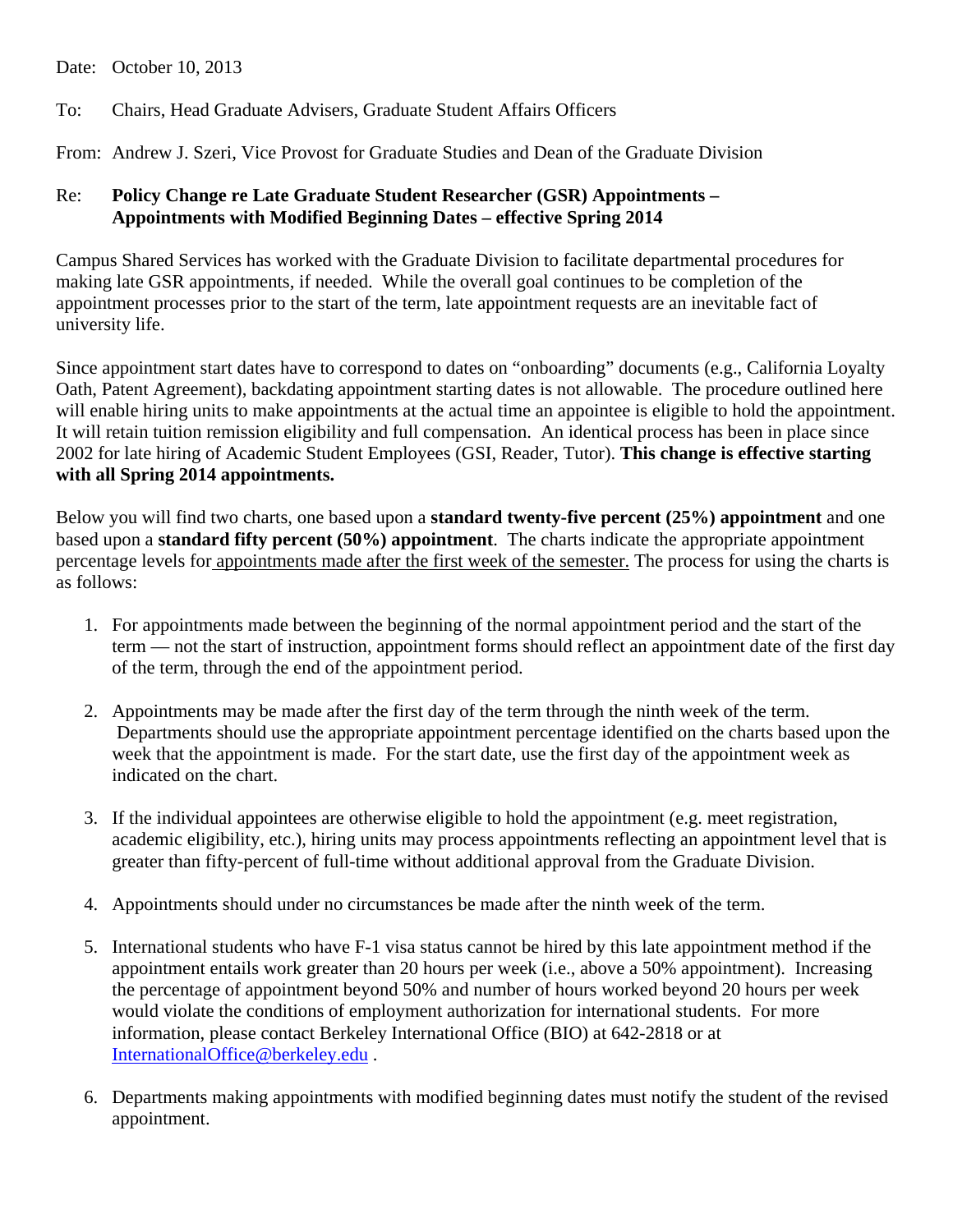Date: October 10, 2013

To: Chairs, Head Graduate Advisers, Graduate Student Affairs Officers

From: Andrew J. Szeri, Vice Provost for Graduate Studies and Dean of the Graduate Division

Re: **Policy Change re Late Graduate Student Researcher (GSR) Appointments – Appointments with Modified Beginning Dates – effective Spring 2014**

Campus Shared Services has worked with the Graduate Division to facilitate departmental procedures for making late GSR appointments, if needed. While the overall goal continues to be completion of the appointment processes prior to the start of the term, late appointment requests are an inevitable fact of university life.

Since appointment start dates have to correspond to dates on "onboarding" documents (e.g., California Loyalty Oath, Patent Agreement), backdating appointment starting dates is not allowable. The procedure outlined here will enable hiring units to make appointments at the actual time an appointee is eligible to hold the appointment. It will retain tuition remission eligibility and full compensation. An identical process has been in place since 2002 for late hiring of Academic Student Employees (GSI, Reader, Tutor). **This change is effective starting with all Spring 2014 appointments.**

Below you will find two charts, one based upon a **standard twenty-five percent (25%) appointment** and one based upon a **standard fifty percent (50%) appointment**. The charts indicate the appropriate appointment percentage levels for appointments made after the first week of the semester. The process for using the charts is as follows:

1. For appointments made between the beginning of the normal appointment period and the start of the term — not the start of instruction, appointment forms should reflect an appointment date of the first day of the term, through the end of the appointment period.

2. Appointments may be made after the first day of the term through the ninth week of the term. Departments should use the appropriate appointment percentage identified on the charts based upon the week that the appointment is made. For the start date, use the first day of the appointment week as indicated on the chart.

3. If the individual appointees are otherwise eligible to hold the appointment (e.g. meet registration, academic eligibility, etc.), hiring units may process appointments reflecting an appointment level that is greater than fifty-percent of full-time without additional approval from the Graduate Division.

4. Appointments should under no circumstances be made after the ninth week of the term.

5. International students who have F-1 visa status cannot be hired by this late appointment method if the appointment entails work greater than 20 hours per week (i.e., above a 50% appointment). Increasing the percentage of appointment beyond 50% and number of hours worked beyond 20 hours per week would violate the conditions of employment authorization for international students. For more information, please contact Berkeley International Office (BIO) at 642-2818 or at InternationalOffice@berkeley.edu .

6. Departments making appointments with modified beginning dates must notify the student of the revised appointment.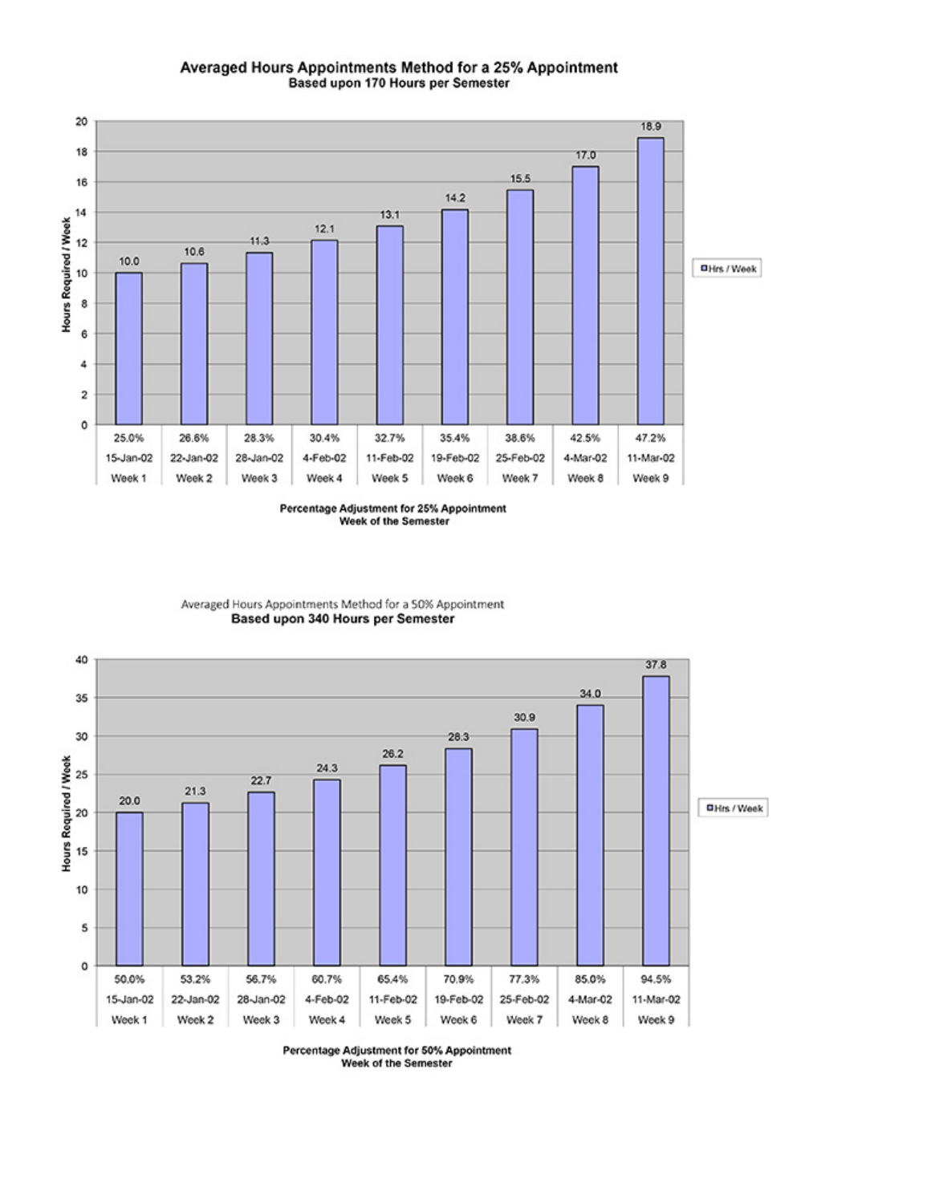Averaged Hours Appointments Method for a 25% Appointment
Based upon 170 Hours per Semester

Hours Required / Week

0
2
4
6
8
10
12
14
16
18
20

10.0
10.6
11.3
12.1
13.1
14.2
15.5
17.0
18.9

Hrs / Week

25.0% 15-Jan-02 Week 1
26.6% 22-Jan-02 Week 2
28.3% 28-Jan-02 Week 3
30.4% 4-Feb-02 Week 4
32.7% 11-Feb-02 Week 5
35.4% 19-Feb-02 Week 6
38.6% 25-Feb-02 Week 7
42.5% 4-Mar-02 Week 8
47.2% 11-Mar-02 Week 9

Percentage Adjustment for 25% Appointment
Week of the Semester

Averaged Hours Appointments Method for a 50% Appointment
Based upon 340 Hours per Semester

Hours Required / Week

0
5
10
15
20
25
30
35
40

20.0
21.3
22.7
24.3
26.2
28.3
30.9
34.0
37.8

Hrs / Week

50.0% 15-Jan-02 Week 1
53.2% 22-Jan-02 Week 2
56.7% 28-Jan-02 Week 3
60.7% 4-Feb-02 Week 4
65.4% 11-Feb-02 Week 5
70.9% 19-Feb-02 Week 6
77.3% 25-Feb-02 Week 7
85.0% 4-Mar-02 Week 8
94.5% 11-Mar-02 Week 9

Percentage Adjustment for 50% Appointment
Week of the Semester